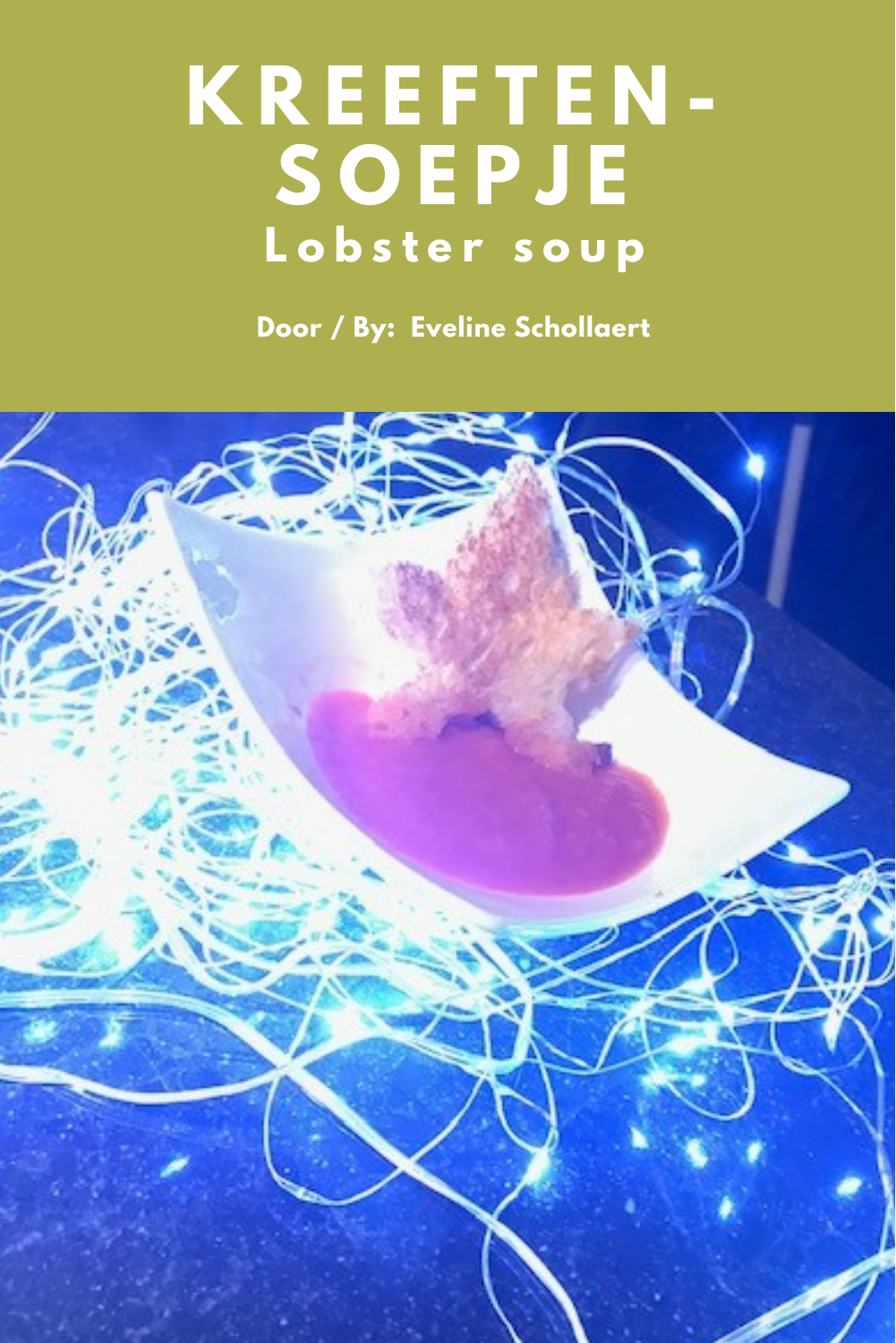# KREEFTEN-SOEPJE

## Lobster soup

**Door / By: Eveline Schollaert**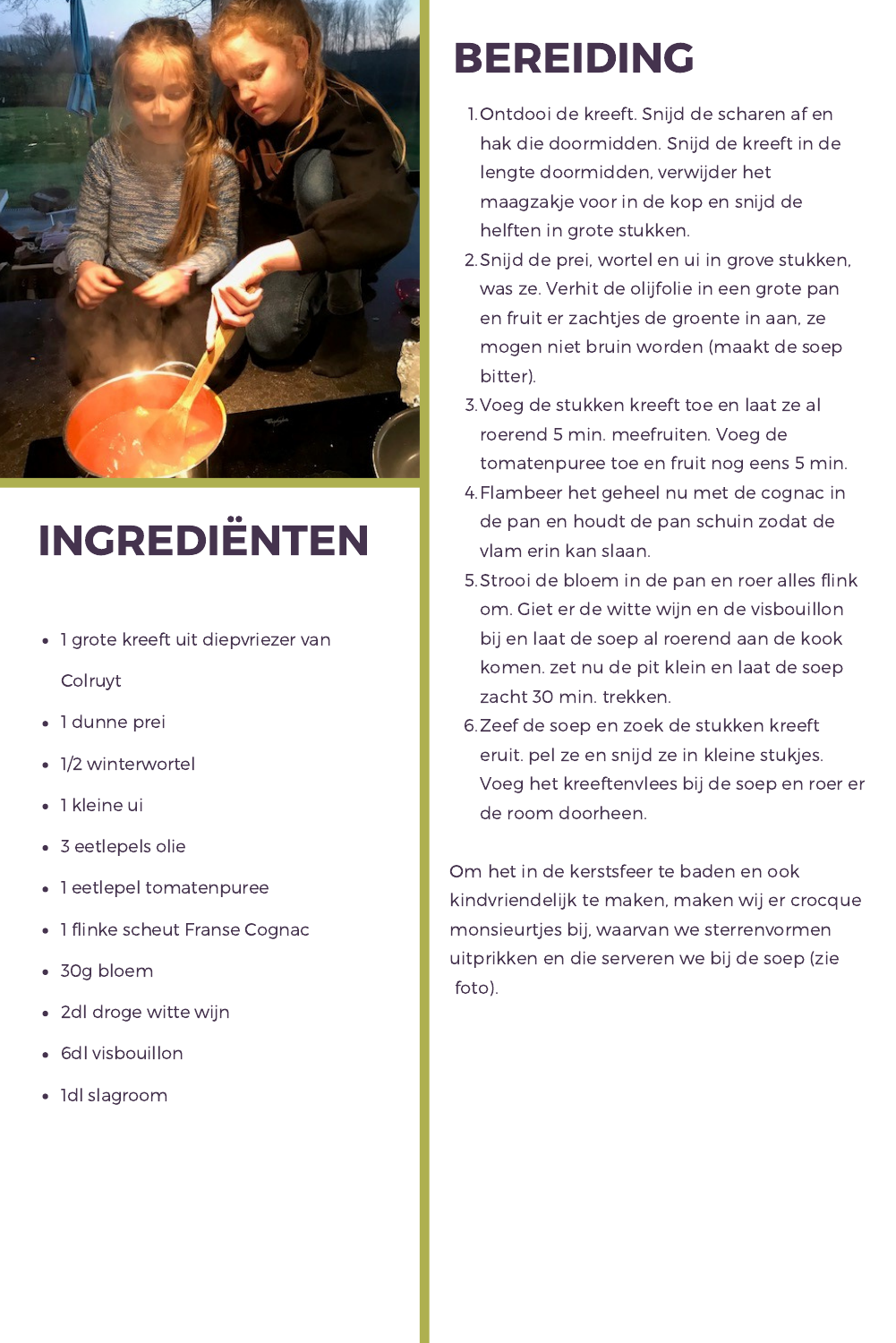## INGREDIËNTEN

- 1 grote kreeft uit diepvriezer van Colruyt
- 1 dunne prei
- 1/2 winterwortel
- 1 kleine ui
- 3 eetlepels olie
- 1 eetlepel tomatenpuree
- 1 flinke scheut Franse Cognac
- 30g bloem
- 2dl droge witte wijn
- 6dl visbouillon
- 1dl slagroom

## BEREIDING

1. Ontdooi de kreeft. Snijd de scharen af en hak die doormidden. Snijd de kreeft in de lengte doormidden, verwijder het maagzakje voor in de kop en snijd de helften in grote stukken.
2. Snijd de prei, wortel en ui in grove stukken, was ze. Verhit de olijfolie in een grote pan en fruit er zachtjes de groente in aan, ze mogen niet bruin worden (maakt de soep bitter).
3. Voeg de stukken kreeft toe en laat ze al roerend 5 min. meefruiten. Voeg de tomatenpuree toe en fruit nog eens 5 min.
4. Flambeer het geheel nu met de cognac in de pan en houdt de pan schuin zodat de vlam erin kan slaan.
5. Strooi de bloem in de pan en roer alles flink om. Giet er de witte wijn en de visbouillon bij en laat de soep al roerend aan de kook komen. zet nu de pit klein en laat de soep zacht 30 min. trekken.
6. Zeef de soep en zoek de stukken kreeft eruit. pel ze en snijd ze in kleine stukjes. Voeg het kreeftenvlees bij de soep en roer er de room doorheen.

Om het in de kerstsfeer te baden en ook kindvriendelijk te maken, maken wij er crocque monsieurtjes bij, waarvan we sterrenvormen uitprikken en die serveren we bij de soep (zie foto).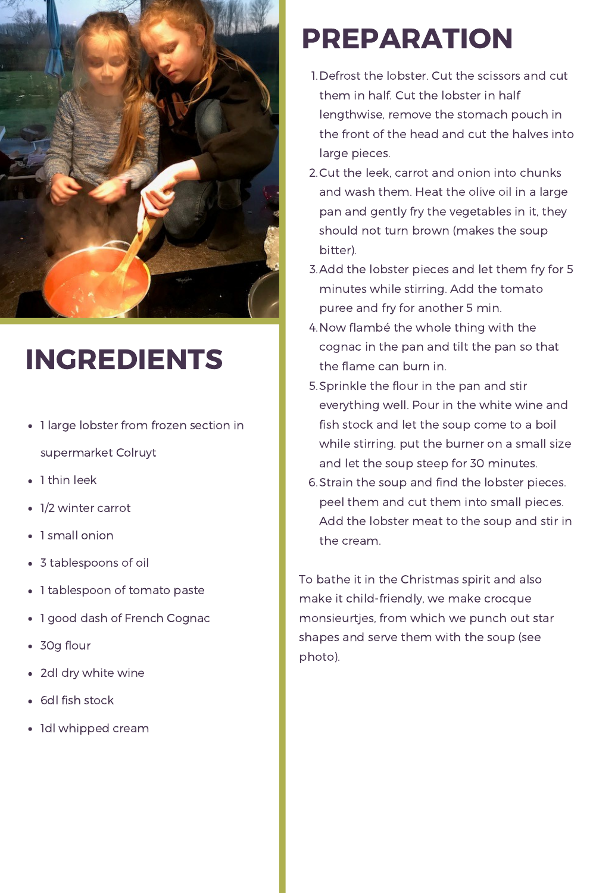## INGREDIENTS

- 1 large lobster from frozen section in supermarket Colruyt
- 1 thin leek
- 1/2 winter carrot
- 1 small onion
- 3 tablespoons of oil
- 1 tablespoon of tomato paste
- 1 good dash of French Cognac
- 30g flour
- 2dl dry white wine
- 6dl fish stock
- 1dl whipped cream

## PREPARATION

1. Defrost the lobster. Cut the scissors and cut them in half. Cut the lobster in half lengthwise, remove the stomach pouch in the front of the head and cut the halves into large pieces.
2. Cut the leek, carrot and onion into chunks and wash them. Heat the olive oil in a large pan and gently fry the vegetables in it, they should not turn brown (makes the soup bitter).
3. Add the lobster pieces and let them fry for 5 minutes while stirring. Add the tomato puree and fry for another 5 min.
4. Now flambé the whole thing with the cognac in the pan and tilt the pan so that the flame can burn in.
5. Sprinkle the flour in the pan and stir everything well. Pour in the white wine and fish stock and let the soup come to a boil while stirring. put the burner on a small size and let the soup steep for 30 minutes.
6. Strain the soup and find the lobster pieces. peel them and cut them into small pieces. Add the lobster meat to the soup and stir in the cream.

To bathe it in the Christmas spirit and also make it child-friendly, we make crocque monsieurtjes, from which we punch out star shapes and serve them with the soup (see photo).